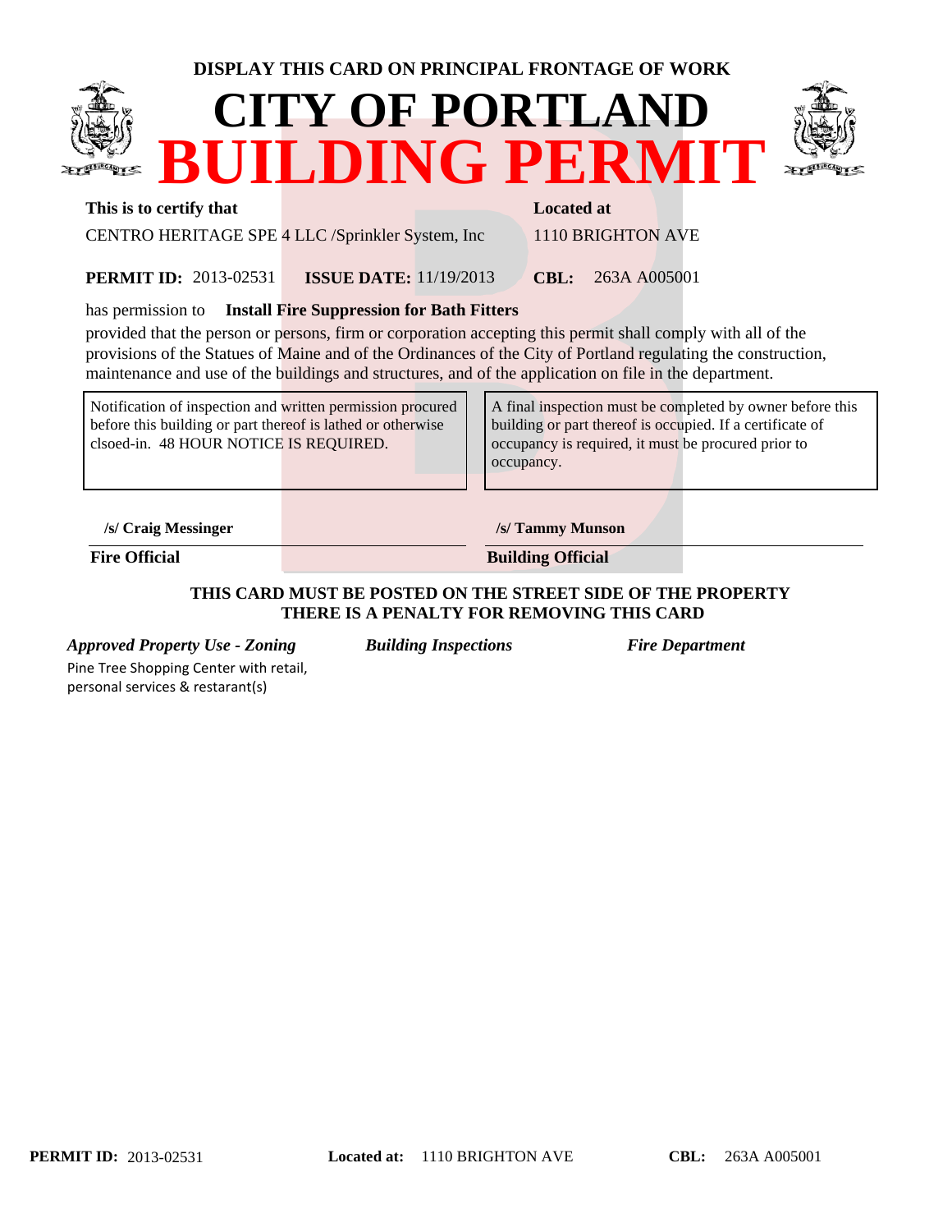**DISPLAY THIS CARD ON PRINCIPAL FRONTAGE OF WORK**

# CITY OF PORTLAND
# BUILDING PERMIT

| **This is to certify that** | **Located at** |
|---|---|
| CENTRO HERITAGE SPE 4 LLC /Sprinkler System, Inc | 1110 BRIGHTON AVE |

**PERMIT ID:** 2013-02531 **ISSUE DATE:** 11/19/2013 **CBL:** 263A A005001

has permission to **Install Fire Suppression for Bath Fitters**

provided that the person or persons, firm or corporation accepting this permit shall comply with all of the provisions of the Statues of Maine and of the Ordinances of the City of Portland regulating the construction, maintenance and use of the buildings and structures, and of the application on file in the department.

| Notification of inspection and written permission procured before this building or part thereof is lathed or otherwise clsoed-in. 48 HOUR NOTICE IS REQUIRED. | A final inspection must be completed by owner before this building or part thereof is occupied. If a certificate of occupancy is required, it must be procured prior to occupancy. |
|---|---|

| **/s/ Craig Messinger** | **/s/ Tammy Munson** |
|---|---|
| **Fire Official** | **Building Official** |

**THIS CARD MUST BE POSTED ON THE STREET SIDE OF THE PROPERTY**
**THERE IS A PENALTY FOR REMOVING THIS CARD**

| ***Approved Property Use - Zoning*** | ***Building Inspections*** | ***Fire Department*** |
|---|---|---|
| Pine Tree Shopping Center with retail, personal services & restarant(s) | | |

**PERMIT ID:** 2013-02531 **Located at:** 1110 BRIGHTON AVE **CBL:** 263A A005001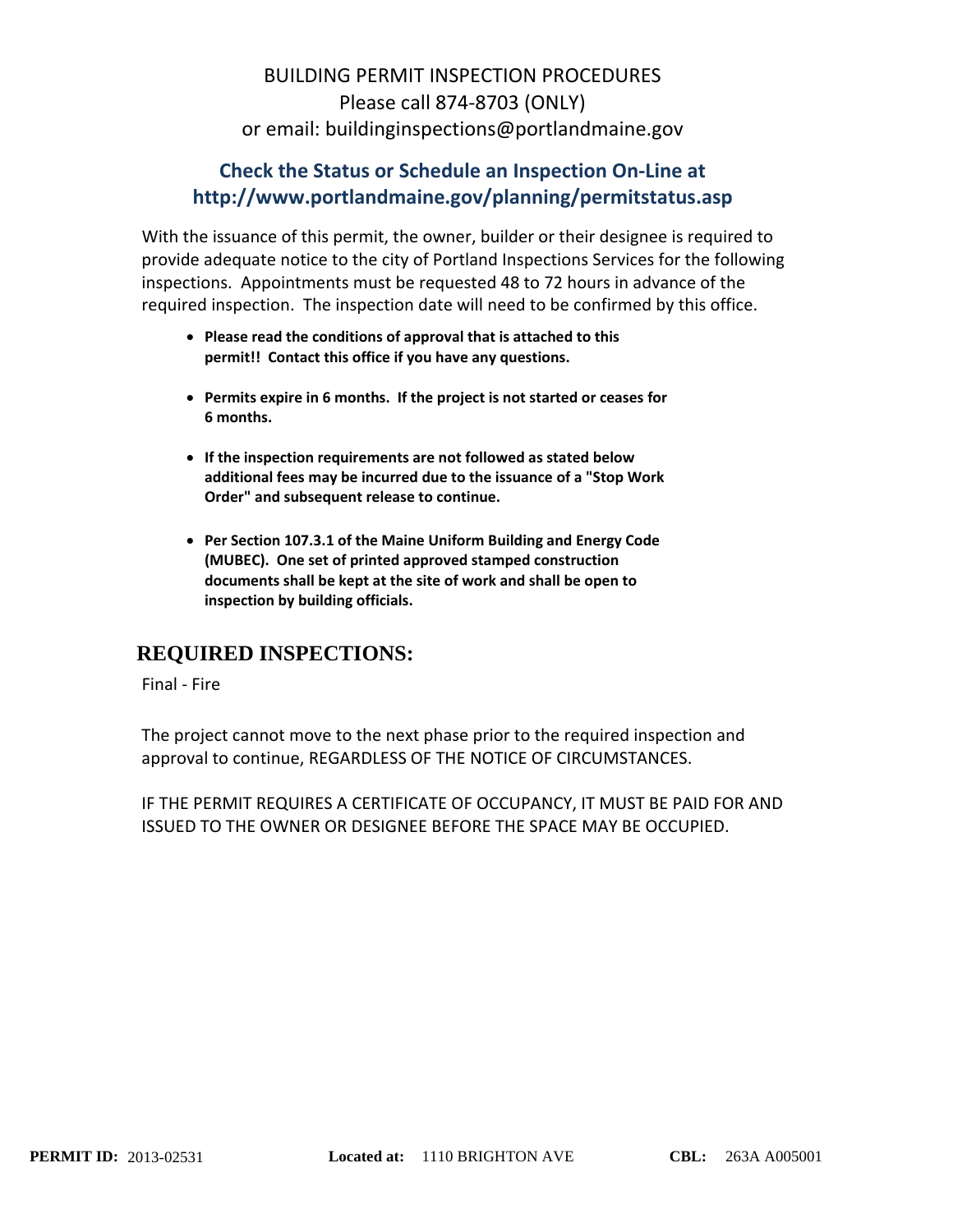# BUILDING PERMIT INSPECTION PROCEDURES

Please call 874-8703 (ONLY)
or email: buildinginspections@portlandmaine.gov

## Check the Status or Schedule an Inspection On-Line at http://www.portlandmaine.gov/planning/permitstatus.asp

With the issuance of this permit, the owner, builder or their designee is required to provide adequate notice to the city of Portland Inspections Services for the following inspections. Appointments must be requested 48 to 72 hours in advance of the required inspection. The inspection date will need to be confirmed by this office.

- **Please read the conditions of approval that is attached to this permit!! Contact this office if you have any questions.**
- **Permits expire in 6 months. If the project is not started or ceases for 6 months.**
- **If the inspection requirements are not followed as stated below additional fees may be incurred due to the issuance of a "Stop Work Order" and subsequent release to continue.**
- **Per Section 107.3.1 of the Maine Uniform Building and Energy Code (MUBEC). One set of printed approved stamped construction documents shall be kept at the site of work and shall be open to inspection by building officials.**

## REQUIRED INSPECTIONS:

Final - Fire

The project cannot move to the next phase prior to the required inspection and approval to continue, REGARDLESS OF THE NOTICE OF CIRCUMSTANCES.

IF THE PERMIT REQUIRES A CERTIFICATE OF OCCUPANCY, IT MUST BE PAID FOR AND ISSUED TO THE OWNER OR DESIGNEE BEFORE THE SPACE MAY BE OCCUPIED.

**PERMIT ID:** 2013-02531 **Located at:** 1110 BRIGHTON AVE **CBL:** 263A A005001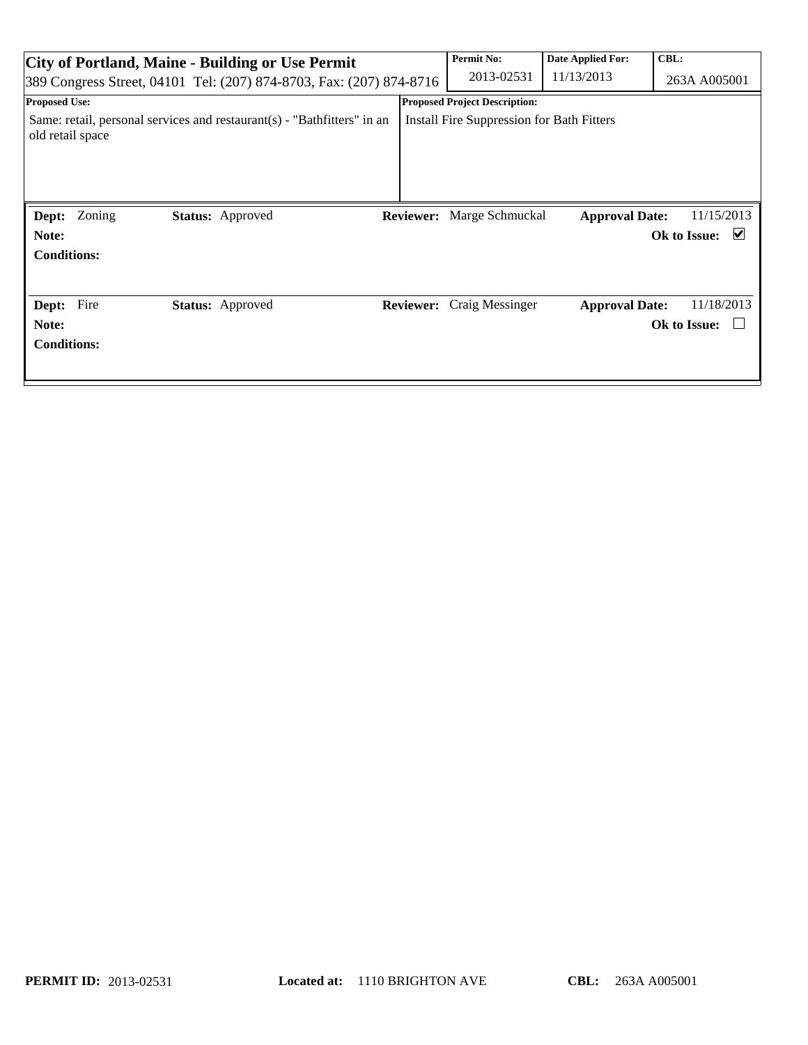| City of Portland, Maine - Building or Use Permit | Permit No: | Date Applied For: | CBL: |
|---|---|---|---|
| 389 Congress Street, 04101 Tel: (207) 874-8703, Fax: (207) 874-8716 | 2013-02531 | 11/13/2013 | 263A A005001 |

| Proposed Use: | Proposed Project Description: |
|---|---|
| Same: retail, personal services and restaurant(s) - "Bathfitters" in an old retail space | Install Fire Suppression for Bath Fitters |

**Dept:** Zoning **Status:** Approved **Reviewer:** Marge Schmuckal **Approval Date:** 11/15/2013

**Note:** **Ok to Issue:** ☑

**Conditions:**

**Dept:** Fire **Status:** Approved **Reviewer:** Craig Messinger **Approval Date:** 11/18/2013

**Note:** **Ok to Issue:** ☐

**Conditions:**

**PERMIT ID:** 2013-02531 **Located at:** 1110 BRIGHTON AVE **CBL:** 263A A005001